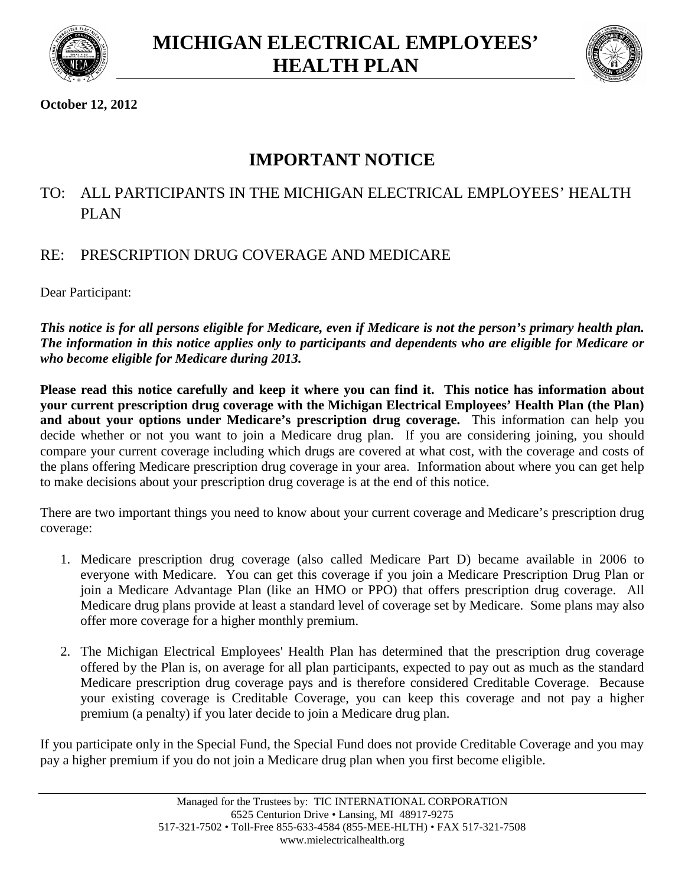# MICHIGAN ELECTRICAL EMPLOYEES' HEALTH PLAN

**October 12, 2012**

## IMPORTANT NOTICE

TO: ALL PARTICIPANTS IN THE MICHIGAN ELECTRICAL EMPLOYEES' HEALTH PLAN

RE: PRESCRIPTION DRUG COVERAGE AND MEDICARE

Dear Participant:

***This notice is for all persons eligible for Medicare, even if Medicare is not the person's primary health plan. The information in this notice applies only to participants and dependents who are eligible for Medicare or who become eligible for Medicare during 2013.***

**Please read this notice carefully and keep it where you can find it. This notice has information about your current prescription drug coverage with the Michigan Electrical Employees' Health Plan (the Plan) and about your options under Medicare's prescription drug coverage.** This information can help you decide whether or not you want to join a Medicare drug plan. If you are considering joining, you should compare your current coverage including which drugs are covered at what cost, with the coverage and costs of the plans offering Medicare prescription drug coverage in your area. Information about where you can get help to make decisions about your prescription drug coverage is at the end of this notice.

There are two important things you need to know about your current coverage and Medicare's prescription drug coverage:

1. Medicare prescription drug coverage (also called Medicare Part D) became available in 2006 to everyone with Medicare. You can get this coverage if you join a Medicare Prescription Drug Plan or join a Medicare Advantage Plan (like an HMO or PPO) that offers prescription drug coverage. All Medicare drug plans provide at least a standard level of coverage set by Medicare. Some plans may also offer more coverage for a higher monthly premium.

2. The Michigan Electrical Employees' Health Plan has determined that the prescription drug coverage offered by the Plan is, on average for all plan participants, expected to pay out as much as the standard Medicare prescription drug coverage pays and is therefore considered Creditable Coverage. Because your existing coverage is Creditable Coverage, you can keep this coverage and not pay a higher premium (a penalty) if you later decide to join a Medicare drug plan.

If you participate only in the Special Fund, the Special Fund does not provide Creditable Coverage and you may pay a higher premium if you do not join a Medicare drug plan when you first become eligible.

Managed for the Trustees by: TIC INTERNATIONAL CORPORATION
6525 Centurion Drive • Lansing, MI 48917-9275
517-321-7502 • Toll-Free 855-633-4584 (855-MEE-HLTH) • FAX 517-321-7508
www.mielectricalhealth.org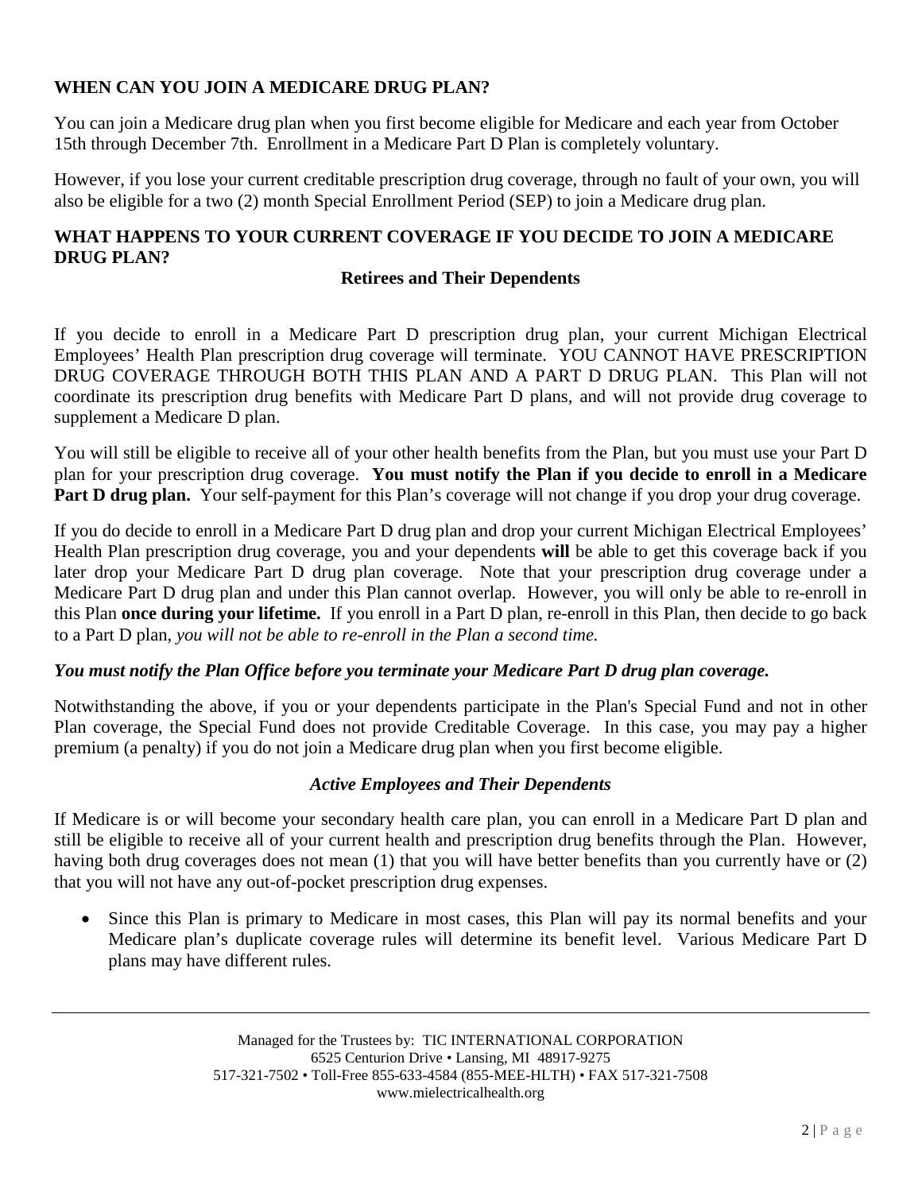## WHEN CAN YOU JOIN A MEDICARE DRUG PLAN?

You can join a Medicare drug plan when you first become eligible for Medicare and each year from October 15th through December 7th. Enrollment in a Medicare Part D Plan is completely voluntary.

However, if you lose your current creditable prescription drug coverage, through no fault of your own, you will also be eligible for a two (2) month Special Enrollment Period (SEP) to join a Medicare drug plan.

## WHAT HAPPENS TO YOUR CURRENT COVERAGE IF YOU DECIDE TO JOIN A MEDICARE DRUG PLAN?

### Retirees and Their Dependents

If you decide to enroll in a Medicare Part D prescription drug plan, your current Michigan Electrical Employees' Health Plan prescription drug coverage will terminate. YOU CANNOT HAVE PRESCRIPTION DRUG COVERAGE THROUGH BOTH THIS PLAN AND A PART D DRUG PLAN. This Plan will not coordinate its prescription drug benefits with Medicare Part D plans, and will not provide drug coverage to supplement a Medicare D plan.

You will still be eligible to receive all of your other health benefits from the Plan, but you must use your Part D plan for your prescription drug coverage. **You must notify the Plan if you decide to enroll in a Medicare Part D drug plan.** Your self-payment for this Plan's coverage will not change if you drop your drug coverage.

If you do decide to enroll in a Medicare Part D drug plan and drop your current Michigan Electrical Employees' Health Plan prescription drug coverage, you and your dependents **will** be able to get this coverage back if you later drop your Medicare Part D drug plan coverage. Note that your prescription drug coverage under a Medicare Part D drug plan and under this Plan cannot overlap. However, you will only be able to re-enroll in this Plan **once during your lifetime.** If you enroll in a Part D plan, re-enroll in this Plan, then decide to go back to a Part D plan, *you will not be able to re-enroll in the Plan a second time.*

***You must notify the Plan Office before you terminate your Medicare Part D drug plan coverage.***

Notwithstanding the above, if you or your dependents participate in the Plan's Special Fund and not in other Plan coverage, the Special Fund does not provide Creditable Coverage. In this case, you may pay a higher premium (a penalty) if you do not join a Medicare drug plan when you first become eligible.

### *Active Employees and Their Dependents*

If Medicare is or will become your secondary health care plan, you can enroll in a Medicare Part D plan and still be eligible to receive all of your current health and prescription drug benefits through the Plan. However, having both drug coverages does not mean (1) that you will have better benefits than you currently have or (2) that you will not have any out-of-pocket prescription drug expenses.

- Since this Plan is primary to Medicare in most cases, this Plan will pay its normal benefits and your Medicare plan's duplicate coverage rules will determine its benefit level. Various Medicare Part D plans may have different rules.

Managed for the Trustees by: TIC INTERNATIONAL CORPORATION
6525 Centurion Drive • Lansing, MI 48917-9275
517-321-7502 • Toll-Free 855-633-4584 (855-MEE-HLTH) • FAX 517-321-7508
www.mielectricalhealth.org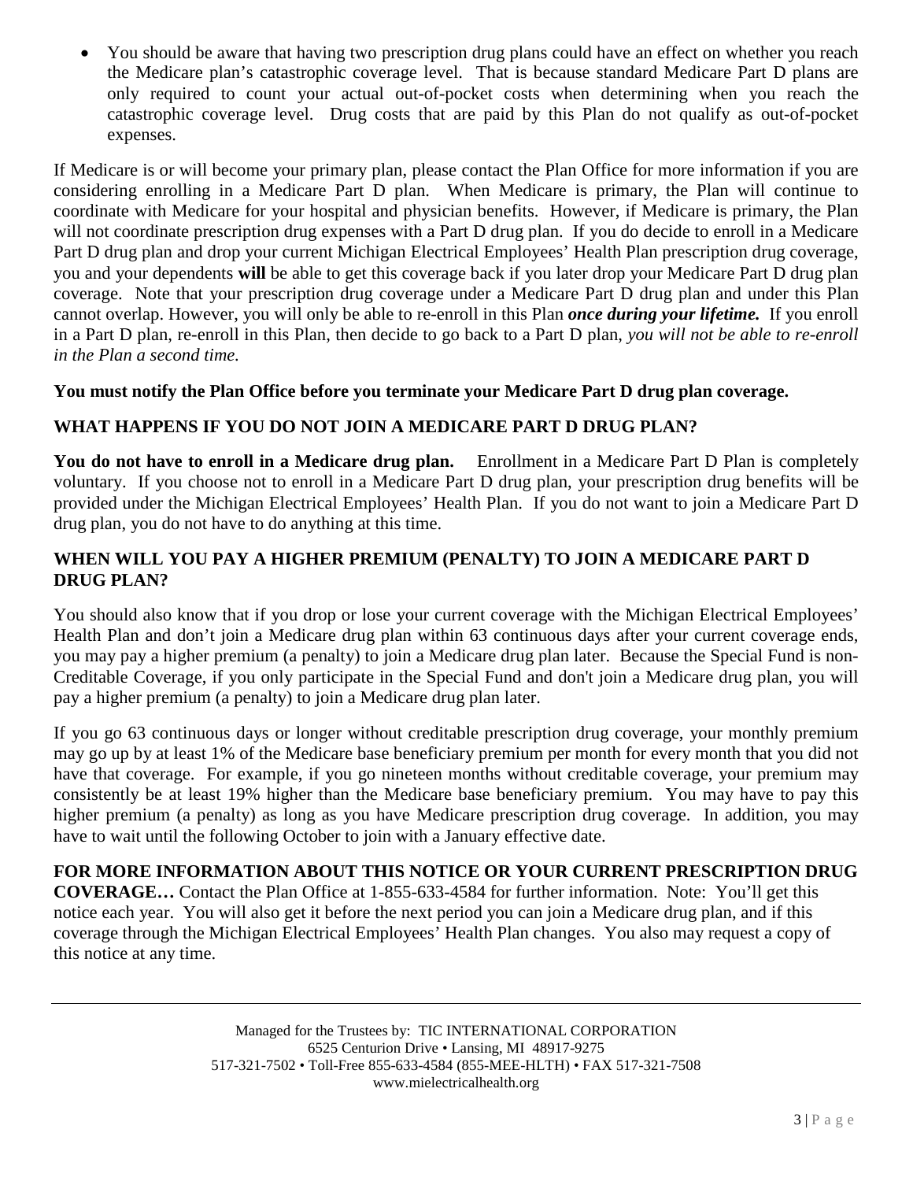- You should be aware that having two prescription drug plans could have an effect on whether you reach the Medicare plan's catastrophic coverage level. That is because standard Medicare Part D plans are only required to count your actual out-of-pocket costs when determining when you reach the catastrophic coverage level. Drug costs that are paid by this Plan do not qualify as out-of-pocket expenses.

If Medicare is or will become your primary plan, please contact the Plan Office for more information if you are considering enrolling in a Medicare Part D plan. When Medicare is primary, the Plan will continue to coordinate with Medicare for your hospital and physician benefits. However, if Medicare is primary, the Plan will not coordinate prescription drug expenses with a Part D drug plan. If you do decide to enroll in a Medicare Part D drug plan and drop your current Michigan Electrical Employees' Health Plan prescription drug coverage, you and your dependents **will** be able to get this coverage back if you later drop your Medicare Part D drug plan coverage. Note that your prescription drug coverage under a Medicare Part D drug plan and under this Plan cannot overlap. However, you will only be able to re-enroll in this Plan ***once during your lifetime.*** If you enroll in a Part D plan, re-enroll in this Plan, then decide to go back to a Part D plan, *you will not be able to re-enroll in the Plan a second time.*

**You must notify the Plan Office before you terminate your Medicare Part D drug plan coverage.**

**WHAT HAPPENS IF YOU DO NOT JOIN A MEDICARE PART D DRUG PLAN?**

**You do not have to enroll in a Medicare drug plan.** Enrollment in a Medicare Part D Plan is completely voluntary. If you choose not to enroll in a Medicare Part D drug plan, your prescription drug benefits will be provided under the Michigan Electrical Employees' Health Plan. If you do not want to join a Medicare Part D drug plan, you do not have to do anything at this time.

**WHEN WILL YOU PAY A HIGHER PREMIUM (PENALTY) TO JOIN A MEDICARE PART D DRUG PLAN?**

You should also know that if you drop or lose your current coverage with the Michigan Electrical Employees' Health Plan and don't join a Medicare drug plan within 63 continuous days after your current coverage ends, you may pay a higher premium (a penalty) to join a Medicare drug plan later. Because the Special Fund is non-Creditable Coverage, if you only participate in the Special Fund and don't join a Medicare drug plan, you will pay a higher premium (a penalty) to join a Medicare drug plan later.

If you go 63 continuous days or longer without creditable prescription drug coverage, your monthly premium may go up by at least 1% of the Medicare base beneficiary premium per month for every month that you did not have that coverage. For example, if you go nineteen months without creditable coverage, your premium may consistently be at least 19% higher than the Medicare base beneficiary premium. You may have to pay this higher premium (a penalty) as long as you have Medicare prescription drug coverage. In addition, you may have to wait until the following October to join with a January effective date.

**FOR MORE INFORMATION ABOUT THIS NOTICE OR YOUR CURRENT PRESCRIPTION DRUG COVERAGE…** Contact the Plan Office at 1-855-633-4584 for further information. Note: You'll get this notice each year. You will also get it before the next period you can join a Medicare drug plan, and if this coverage through the Michigan Electrical Employees' Health Plan changes. You also may request a copy of this notice at any time.

---

Managed for the Trustees by: TIC INTERNATIONAL CORPORATION
6525 Centurion Drive • Lansing, MI 48917-9275
517-321-7502 • Toll-Free 855-633-4584 (855-MEE-HLTH) • FAX 517-321-7508
www.mielectricalhealth.org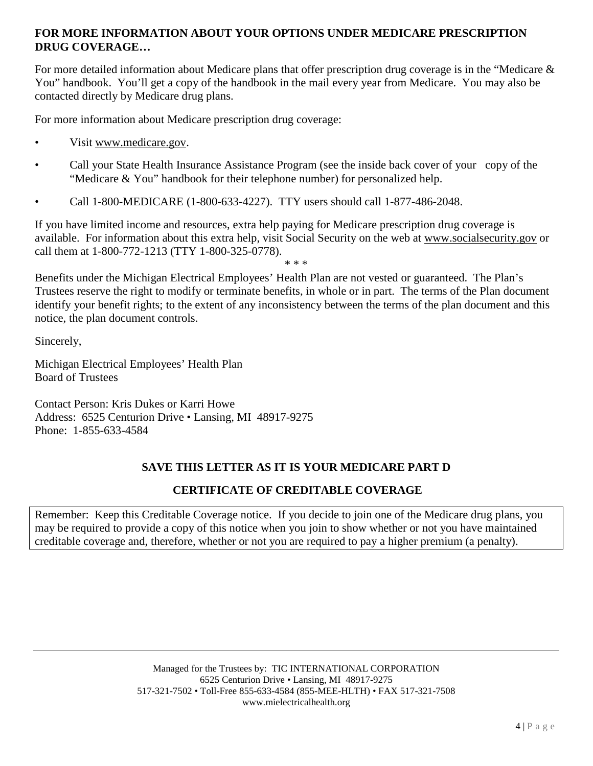**FOR MORE INFORMATION ABOUT YOUR OPTIONS UNDER MEDICARE PRESCRIPTION DRUG COVERAGE…**

For more detailed information about Medicare plans that offer prescription drug coverage is in the "Medicare & You" handbook. You'll get a copy of the handbook in the mail every year from Medicare. You may also be contacted directly by Medicare drug plans.

For more information about Medicare prescription drug coverage:

- Visit www.medicare.gov.
- Call your State Health Insurance Assistance Program (see the inside back cover of your copy of the "Medicare & You" handbook for their telephone number) for personalized help.
- Call 1-800-MEDICARE (1-800-633-4227). TTY users should call 1-877-486-2048.

If you have limited income and resources, extra help paying for Medicare prescription drug coverage is available. For information about this extra help, visit Social Security on the web at www.socialsecurity.gov or call them at 1-800-772-1213 (TTY 1-800-325-0778).

\* \* \*

Benefits under the Michigan Electrical Employees' Health Plan are not vested or guaranteed. The Plan's Trustees reserve the right to modify or terminate benefits, in whole or in part. The terms of the Plan document identify your benefit rights; to the extent of any inconsistency between the terms of the plan document and this notice, the plan document controls.

Sincerely,

Michigan Electrical Employees' Health Plan
Board of Trustees

Contact Person: Kris Dukes or Karri Howe
Address: 6525 Centurion Drive • Lansing, MI 48917-9275
Phone: 1-855-633-4584

**SAVE THIS LETTER AS IT IS YOUR MEDICARE PART D**

**CERTIFICATE OF CREDITABLE COVERAGE**

Remember: Keep this Creditable Coverage notice. If you decide to join one of the Medicare drug plans, you may be required to provide a copy of this notice when you join to show whether or not you have maintained creditable coverage and, therefore, whether or not you are required to pay a higher premium (a penalty).

Managed for the Trustees by: TIC INTERNATIONAL CORPORATION
6525 Centurion Drive • Lansing, MI 48917-9275
517-321-7502 • Toll-Free 855-633-4584 (855-MEE-HLTH) • FAX 517-321-7508
www.mielectricalhealth.org